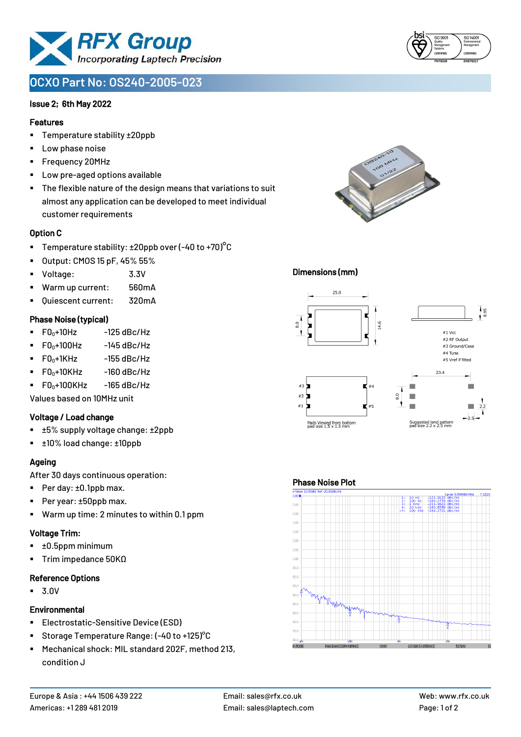# OCXO Part No: OS240-2005-023

**Issue 2; 6th May 2022**

### Features

- Temperature stability ±20ppb
- Low phase noise
- Frequency 20MHz
- Low pre-aged options available
- The flexible nature of the design means that variations to suit almost any application can be developed to meet individual customer requirements

### Option C

- Temperature stability: ±20ppb over (-40 to +70)°C
- Output: CMOS 15 pF, 45% 55%
- Voltage: 3.3V
- Warm up current: 560mA
- Quiescent current: 320mA

### Phase Noise (typical)

- $F0_0$+10Hz -125 dBc/Hz
- $F0_0$+100Hz -145 dBc/Hz
- $F0_0$+1KHz -155 dBc/Hz
- $F0_0$+10KHz -160 dBc/Hz
- $F0_0$+100KHz -165 dBc/Hz

Values based on 10MHz unit

### Voltage / Load change

- ±5% supply voltage change: ±2ppb
- ±10% load change: ±10ppb

### Ageing

After 30 days continuous operation:

- Per day: ±0.1ppb max.
- Per year: ±50ppb max.
- Warm up time: 2 minutes to within 0.1 ppm

### Voltage Trim:

- ±0.5ppm minimum
- Trim impedance 50KΩ

### Reference Options

- 3.0V

### Environmental

- Electrostatic-Sensitive Device (ESD)
- Storage Temperature Range: (-40 to +125)°C
- Mechanical shock: MIL standard 202F, method 213, condition J

### Dimensions (mm)

25.0, 14.6, 8.0, 8.95

#1 Vcc
#2 RF Output
#3 Ground/Case
#4 Tune
#5 Vref if fitted

23.4, 8.0, 2.2, 2.5

Pads Viewed from bottom
pad size 1.5 x 1.5 mm

Suggested land pattern
pad size 2.2 x 2.5 mm

### Phase Noise Plot

Carrier 9.999989 MHz

1: 10 Hz -123.9133 dBc/Hz
2: 100 Hz -146.2759 dBc/Hz
3: 1 kHz -153.0623 dBc/Hz
4: 10 kHz -160.8289 dBc/Hz
>5: 100 kHz -164.2721 dBc/Hz

Europe & Asia : +44 1506 439 222
Americas: +1 289 481 2019
Email: sales@rfx.co.uk
Email: sales@laptech.com
Web: www.rfx.co.uk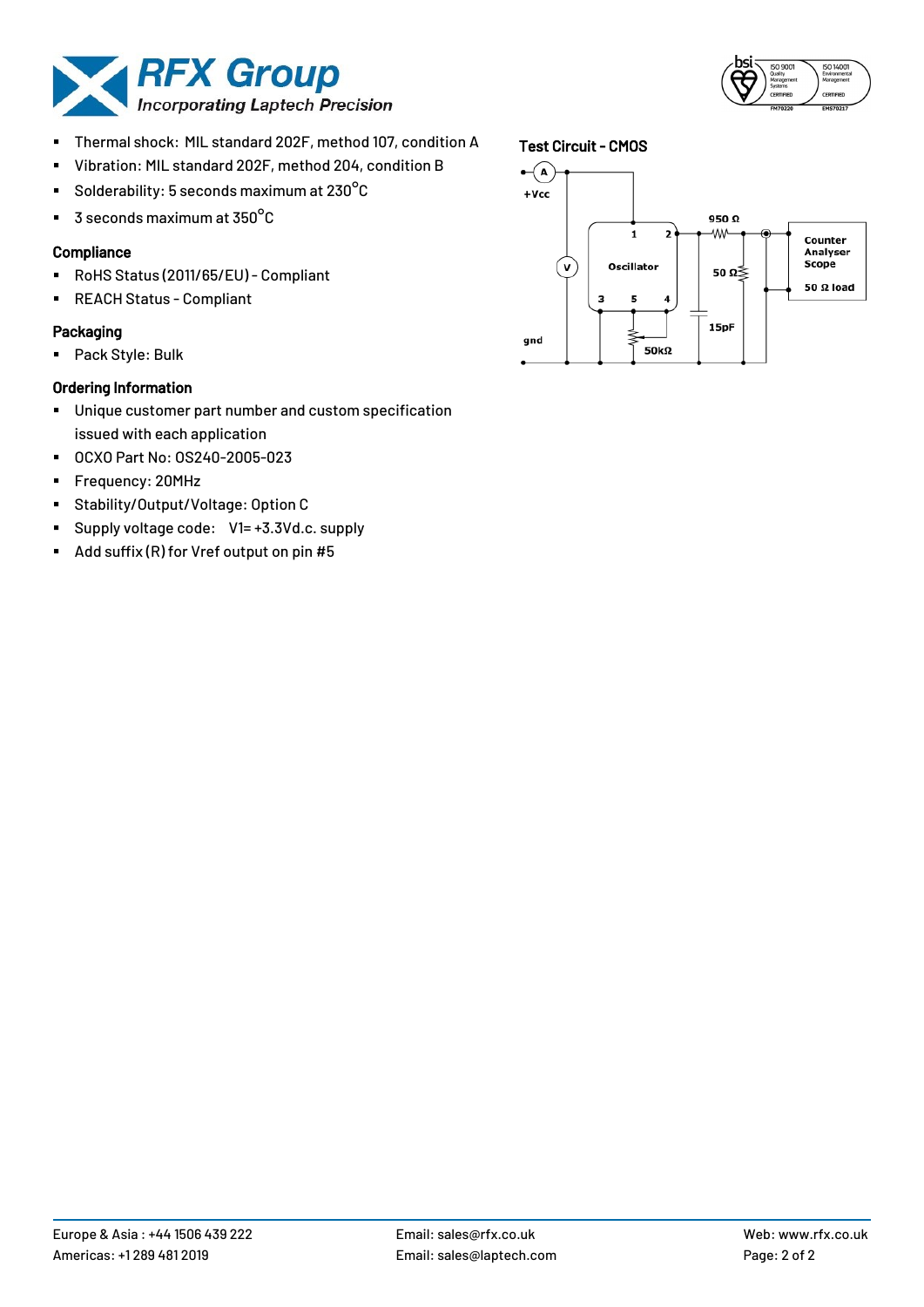- Thermal shock: MIL standard 202F, method 107, condition A
- Vibration: MIL standard 202F, method 204, condition B
- Solderability: 5 seconds maximum at 230°C
- 3 seconds maximum at 350°C

### Compliance

- RoHS Status (2011/65/EU) - Compliant
- REACH Status - Compliant

### Packaging

- Pack Style: Bulk

### Ordering Information

- Unique customer part number and custom specification issued with each application
- OCXO Part No: OS240-2005-023
- Frequency: 20MHz
- Stability/Output/Voltage: Option C
- Supply voltage code: V1= +3.3Vd.c. supply
- Add suffix (R) for Vref output on pin #5

### Test Circuit - CMOS

A
+Vcc
V
1
2
Oscillator
3
5
4
950 Ω
50 Ω
15pF
50kΩ
gnd
Counter
Analyser
Scope
50 Ω load